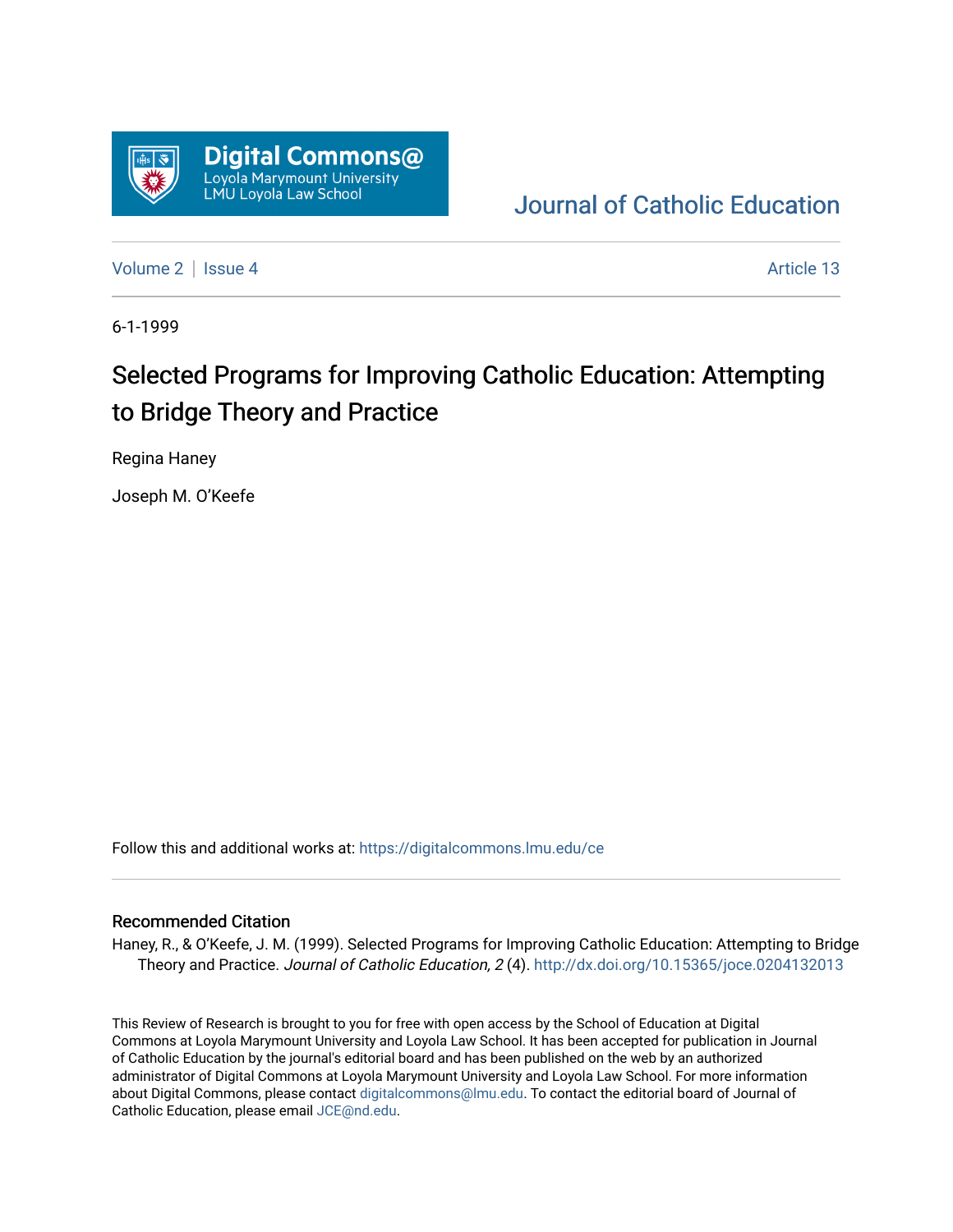Digital Commons@ Loyola Marymount University LMU Loyola Law School

Journal of Catholic Education

Volume 2 | Issue 4 Article 13

6-1-1999

# Selected Programs for Improving Catholic Education: Attempting to Bridge Theory and Practice

Regina Haney

Joseph M. O'Keefe

Follow this and additional works at: https://digitalcommons.lmu.edu/ce

## Recommended Citation

Haney, R., & O'Keefe, J. M. (1999). Selected Programs for Improving Catholic Education: Attempting to Bridge Theory and Practice. *Journal of Catholic Education, 2* (4). http://dx.doi.org/10.15365/joce.0204132013

This Review of Research is brought to you for free with open access by the School of Education at Digital Commons at Loyola Marymount University and Loyola Law School. It has been accepted for publication in Journal of Catholic Education by the journal's editorial board and has been published on the web by an authorized administrator of Digital Commons at Loyola Marymount University and Loyola Law School. For more information about Digital Commons, please contact digitalcommons@lmu.edu. To contact the editorial board of Journal of Catholic Education, please email JCE@nd.edu.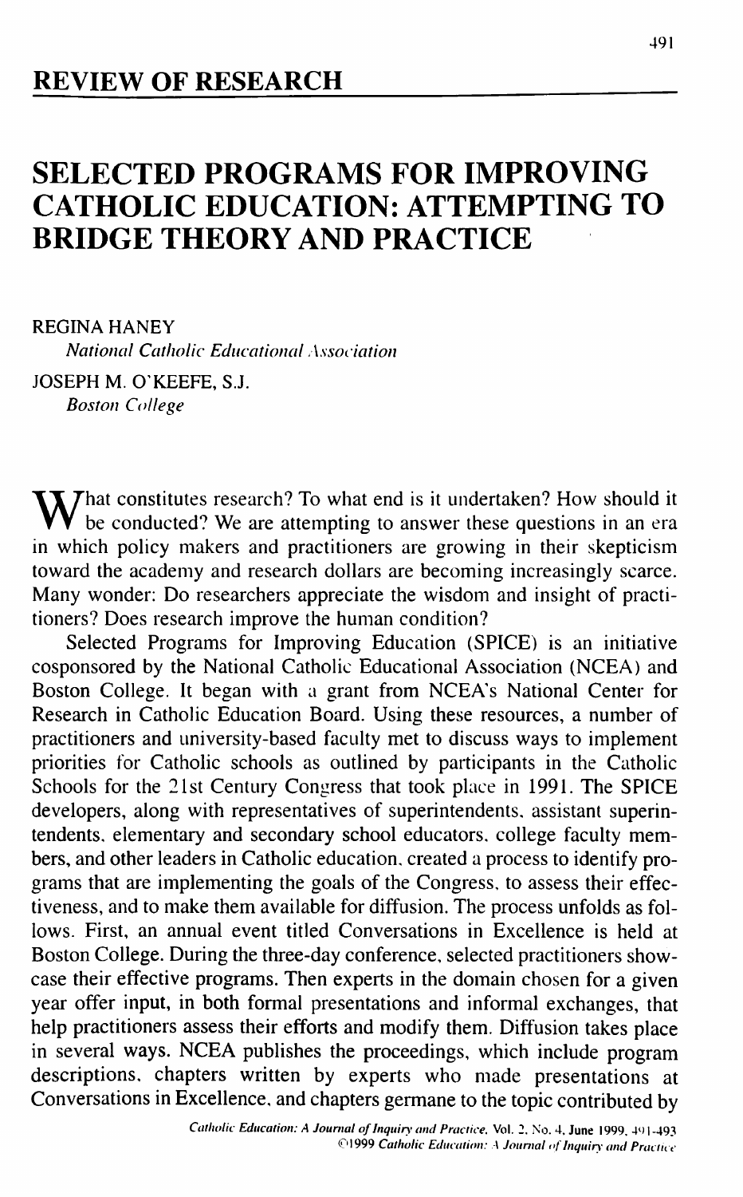## REVIEW OF RESEARCH

# SELECTED PROGRAMS FOR IMPROVING CATHOLIC EDUCATION: ATTEMPTING TO BRIDGE THEORY AND PRACTICE

REGINA HANEY
*National Catholic Educational Association*

JOSEPH M. O'KEEFE, S.J.
*Boston College*

What constitutes research? To what end is it undertaken? How should it be conducted? We are attempting to answer these questions in an era in which policy makers and practitioners are growing in their skepticism toward the academy and research dollars are becoming increasingly scarce. Many wonder: Do researchers appreciate the wisdom and insight of practitioners? Does research improve the human condition?

Selected Programs for Improving Education (SPICE) is an initiative cosponsored by the National Catholic Educational Association (NCEA) and Boston College. It began with a grant from NCEA's National Center for Research in Catholic Education Board. Using these resources, a number of practitioners and university-based faculty met to discuss ways to implement priorities for Catholic schools as outlined by participants in the Catholic Schools for the 21st Century Congress that took place in 1991. The SPICE developers, along with representatives of superintendents, assistant superintendents, elementary and secondary school educators, college faculty members, and other leaders in Catholic education, created a process to identify programs that are implementing the goals of the Congress, to assess their effectiveness, and to make them available for diffusion. The process unfolds as follows. First, an annual event titled Conversations in Excellence is held at Boston College. During the three-day conference, selected practitioners showcase their effective programs. Then experts in the domain chosen for a given year offer input, in both formal presentations and informal exchanges, that help practitioners assess their efforts and modify them. Diffusion takes place in several ways. NCEA publishes the proceedings, which include program descriptions, chapters written by experts who made presentations at Conversations in Excellence, and chapters germane to the topic contributed by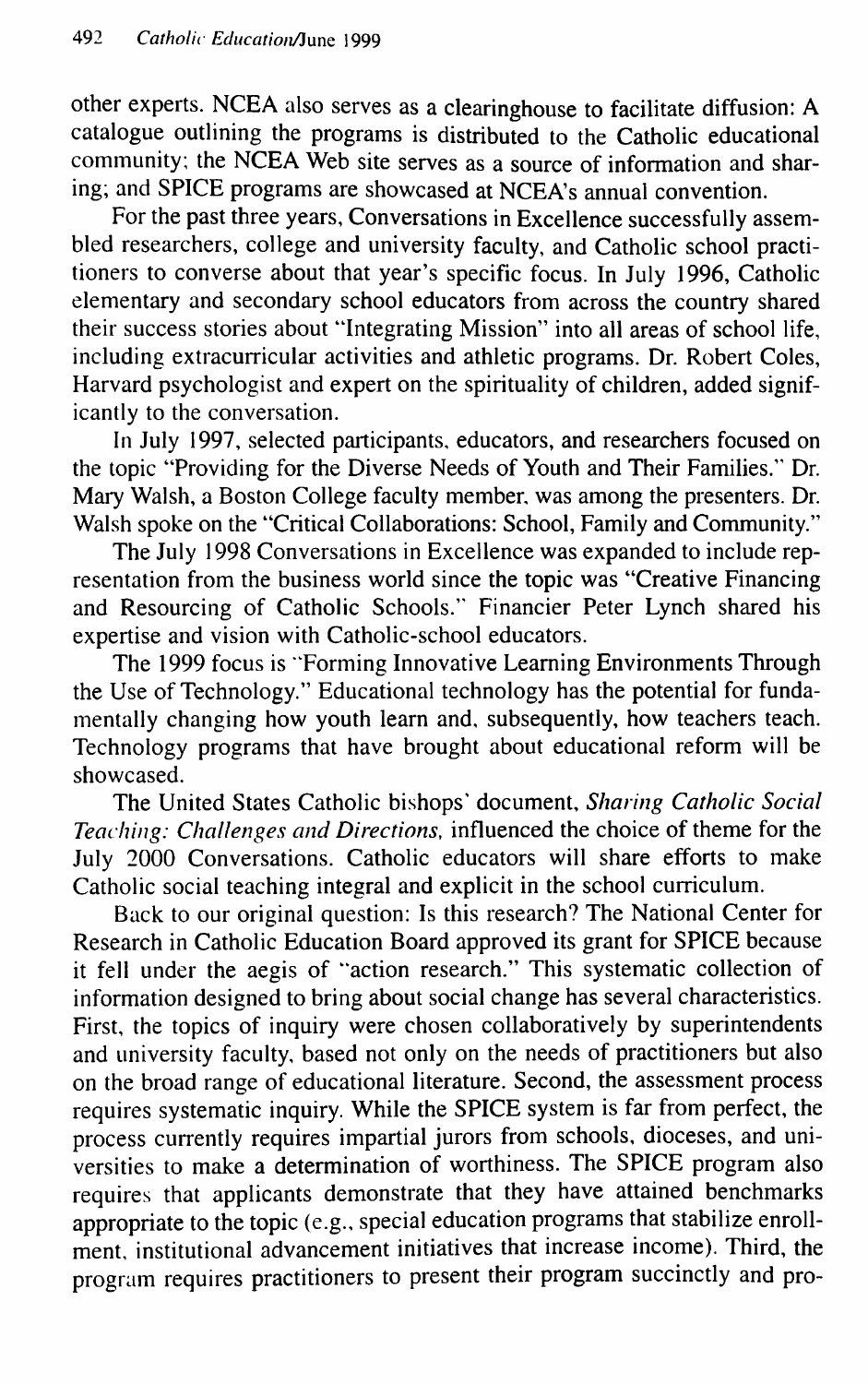other experts. NCEA also serves as a clearinghouse to facilitate diffusion: A catalogue outlining the programs is distributed to the Catholic educational community; the NCEA Web site serves as a source of information and sharing; and SPICE programs are showcased at NCEA's annual convention.

For the past three years, Conversations in Excellence successfully assembled researchers, college and university faculty, and Catholic school practitioners to converse about that year's specific focus. In July 1996, Catholic elementary and secondary school educators from across the country shared their success stories about "Integrating Mission" into all areas of school life, including extracurricular activities and athletic programs. Dr. Robert Coles, Harvard psychologist and expert on the spirituality of children, added significantly to the conversation.

In July 1997, selected participants, educators, and researchers focused on the topic "Providing for the Diverse Needs of Youth and Their Families." Dr. Mary Walsh, a Boston College faculty member, was among the presenters. Dr. Walsh spoke on the "Critical Collaborations: School, Family and Community."

The July 1998 Conversations in Excellence was expanded to include representation from the business world since the topic was "Creative Financing and Resourcing of Catholic Schools." Financier Peter Lynch shared his expertise and vision with Catholic-school educators.

The 1999 focus is "Forming Innovative Learning Environments Through the Use of Technology." Educational technology has the potential for fundamentally changing how youth learn and, subsequently, how teachers teach. Technology programs that have brought about educational reform will be showcased.

The United States Catholic bishops' document, *Sharing Catholic Social Teaching: Challenges and Directions*, influenced the choice of theme for the July 2000 Conversations. Catholic educators will share efforts to make Catholic social teaching integral and explicit in the school curriculum.

Back to our original question: Is this research? The National Center for Research in Catholic Education Board approved its grant for SPICE because it fell under the aegis of "action research." This systematic collection of information designed to bring about social change has several characteristics. First, the topics of inquiry were chosen collaboratively by superintendents and university faculty, based not only on the needs of practitioners but also on the broad range of educational literature. Second, the assessment process requires systematic inquiry. While the SPICE system is far from perfect, the process currently requires impartial jurors from schools, dioceses, and universities to make a determination of worthiness. The SPICE program also requires that applicants demonstrate that they have attained benchmarks appropriate to the topic (e.g., special education programs that stabilize enrollment, institutional advancement initiatives that increase income). Third, the program requires practitioners to present their program succinctly and pro-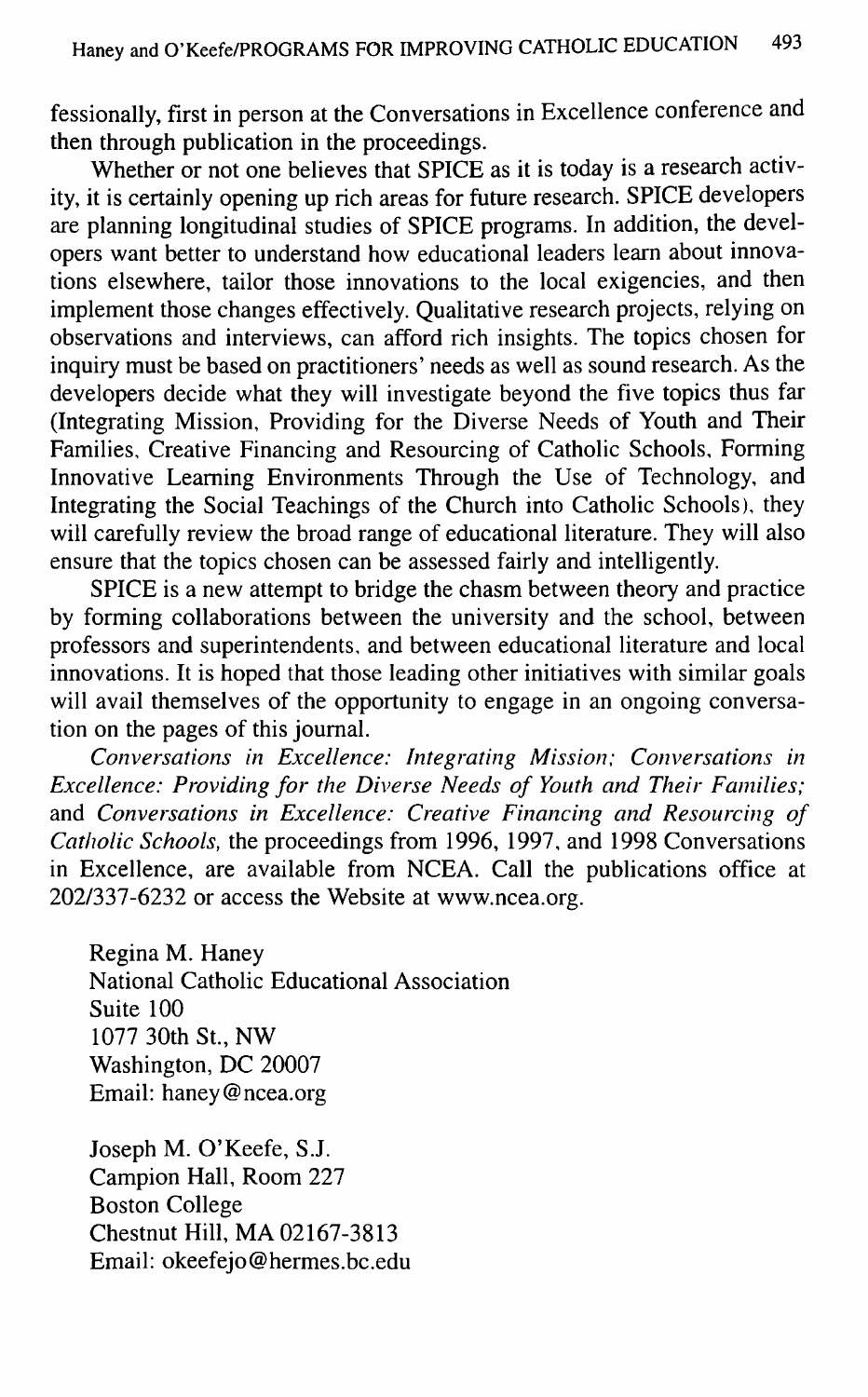fessionally, first in person at the Conversations in Excellence conference and then through publication in the proceedings.

Whether or not one believes that SPICE as it is today is a research activity, it is certainly opening up rich areas for future research. SPICE developers are planning longitudinal studies of SPICE programs. In addition, the developers want better to understand how educational leaders learn about innovations elsewhere, tailor those innovations to the local exigencies, and then implement those changes effectively. Qualitative research projects, relying on observations and interviews, can afford rich insights. The topics chosen for inquiry must be based on practitioners' needs as well as sound research. As the developers decide what they will investigate beyond the five topics thus far (Integrating Mission, Providing for the Diverse Needs of Youth and Their Families, Creative Financing and Resourcing of Catholic Schools, Forming Innovative Learning Environments Through the Use of Technology, and Integrating the Social Teachings of the Church into Catholic Schools), they will carefully review the broad range of educational literature. They will also ensure that the topics chosen can be assessed fairly and intelligently.

SPICE is a new attempt to bridge the chasm between theory and practice by forming collaborations between the university and the school, between professors and superintendents, and between educational literature and local innovations. It is hoped that those leading other initiatives with similar goals will avail themselves of the opportunity to engage in an ongoing conversation on the pages of this journal.

*Conversations in Excellence: Integrating Mission; Conversations in Excellence: Providing for the Diverse Needs of Youth and Their Families;* and *Conversations in Excellence: Creative Financing and Resourcing of Catholic Schools,* the proceedings from 1996, 1997, and 1998 Conversations in Excellence, are available from NCEA. Call the publications office at 202/337-6232 or access the Website at www.ncea.org.

Regina M. Haney
National Catholic Educational Association
Suite 100
1077 30th St., NW
Washington, DC 20007
Email: haney@ncea.org

Joseph M. O'Keefe, S.J.
Campion Hall, Room 227
Boston College
Chestnut Hill, MA 02167-3813
Email: okeefejo@hermes.bc.edu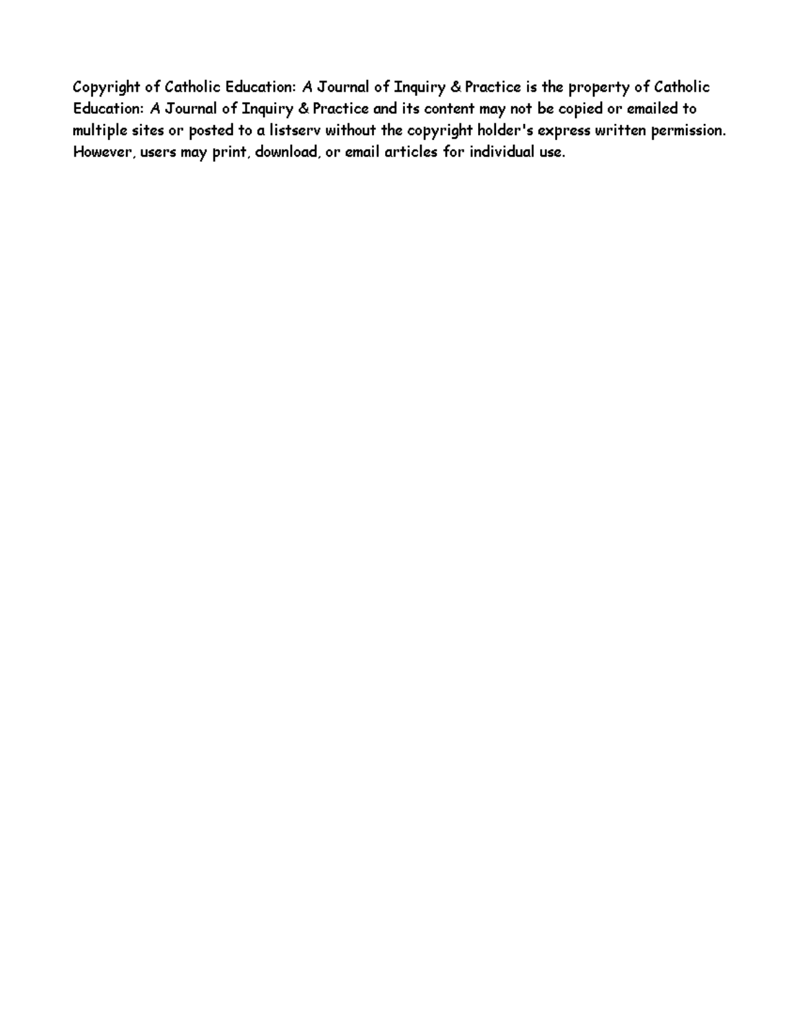Copyright of Catholic Education: A Journal of Inquiry & Practice is the property of Catholic Education: A Journal of Inquiry & Practice and its content may not be copied or emailed to multiple sites or posted to a listserv without the copyright holder's express written permission. However, users may print, download, or email articles for individual use.